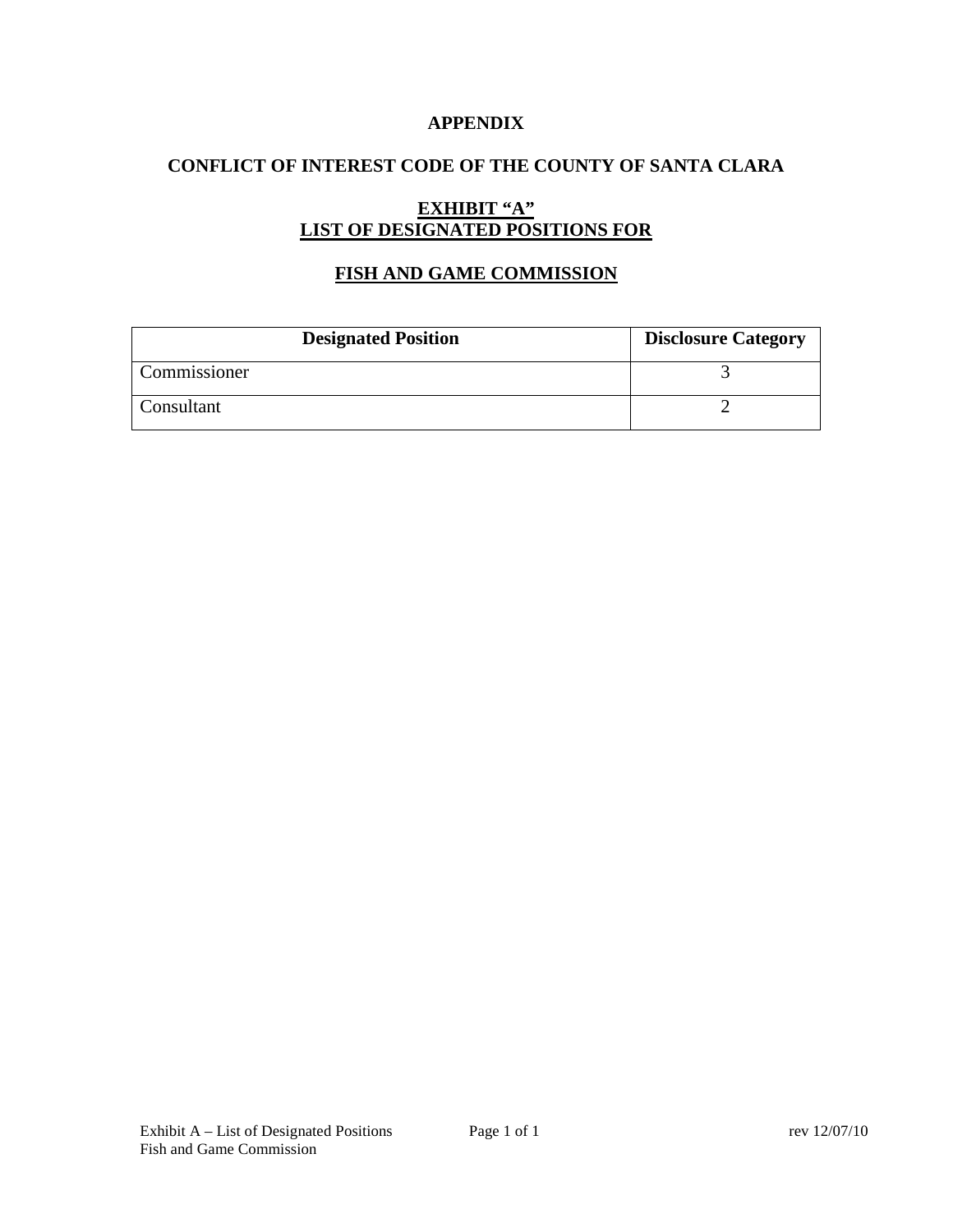# APPENDIX

## CONFLICT OF INTEREST CODE OF THE COUNTY OF SANTA CLARA

### EXHIBIT "A"
### LIST OF DESIGNATED POSITIONS FOR

### FISH AND GAME COMMISSION

| Designated Position | Disclosure Category |
| --- | --- |
| Commissioner | 3 |
| Consultant | 2 |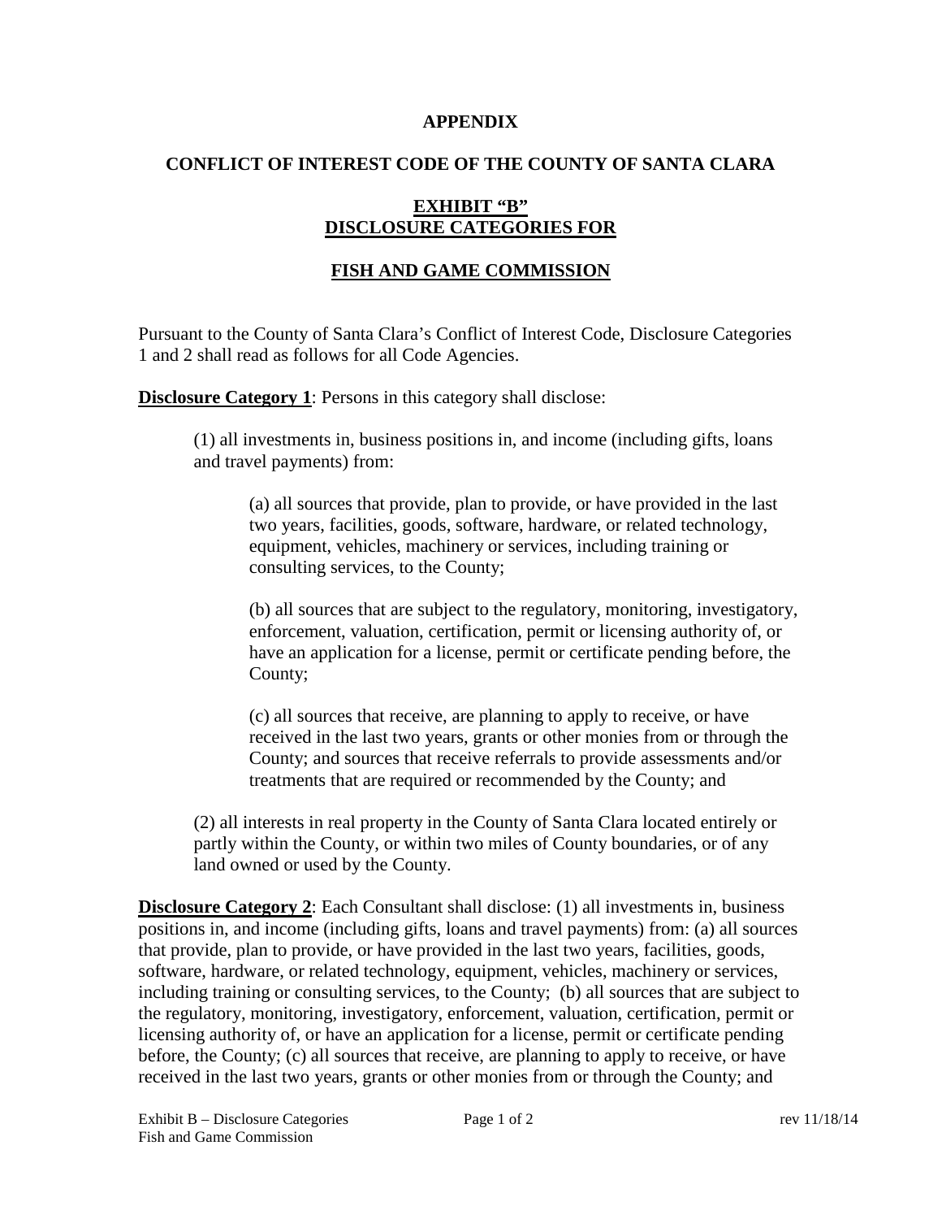**APPENDIX**

**CONFLICT OF INTEREST CODE OF THE COUNTY OF SANTA CLARA**

**EXHIBIT "B"**
**DISCLOSURE CATEGORIES FOR**

**FISH AND GAME COMMISSION**

Pursuant to the County of Santa Clara's Conflict of Interest Code, Disclosure Categories 1 and 2 shall read as follows for all Code Agencies.

**Disclosure Category 1**: Persons in this category shall disclose:

(1) all investments in, business positions in, and income (including gifts, loans and travel payments) from:

(a) all sources that provide, plan to provide, or have provided in the last two years, facilities, goods, software, hardware, or related technology, equipment, vehicles, machinery or services, including training or consulting services, to the County;

(b) all sources that are subject to the regulatory, monitoring, investigatory, enforcement, valuation, certification, permit or licensing authority of, or have an application for a license, permit or certificate pending before, the County;

(c) all sources that receive, are planning to apply to receive, or have received in the last two years, grants or other monies from or through the County; and sources that receive referrals to provide assessments and/or treatments that are required or recommended by the County; and

(2) all interests in real property in the County of Santa Clara located entirely or partly within the County, or within two miles of County boundaries, or of any land owned or used by the County.

**Disclosure Category 2**: Each Consultant shall disclose: (1) all investments in, business positions in, and income (including gifts, loans and travel payments) from: (a) all sources that provide, plan to provide, or have provided in the last two years, facilities, goods, software, hardware, or related technology, equipment, vehicles, machinery or services, including training or consulting services, to the County; (b) all sources that are subject to the regulatory, monitoring, investigatory, enforcement, valuation, certification, permit or licensing authority of, or have an application for a license, permit or certificate pending before, the County; (c) all sources that receive, are planning to apply to receive, or have received in the last two years, grants or other monies from or through the County; and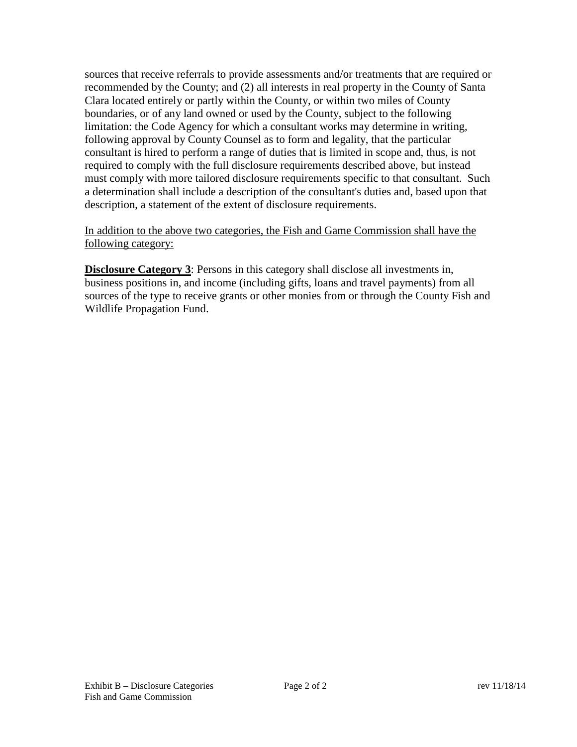sources that receive referrals to provide assessments and/or treatments that are required or recommended by the County; and (2) all interests in real property in the County of Santa Clara located entirely or partly within the County, or within two miles of County boundaries, or of any land owned or used by the County, subject to the following limitation: the Code Agency for which a consultant works may determine in writing, following approval by County Counsel as to form and legality, that the particular consultant is hired to perform a range of duties that is limited in scope and, thus, is not required to comply with the full disclosure requirements described above, but instead must comply with more tailored disclosure requirements specific to that consultant. Such a determination shall include a description of the consultant's duties and, based upon that description, a statement of the extent of disclosure requirements.

<u>In addition to the above two categories, the Fish and Game Commission shall have the following category:</u>

**<u>Disclosure Category 3</u>**: Persons in this category shall disclose all investments in, business positions in, and income (including gifts, loans and travel payments) from all sources of the type to receive grants or other monies from or through the County Fish and Wildlife Propagation Fund.